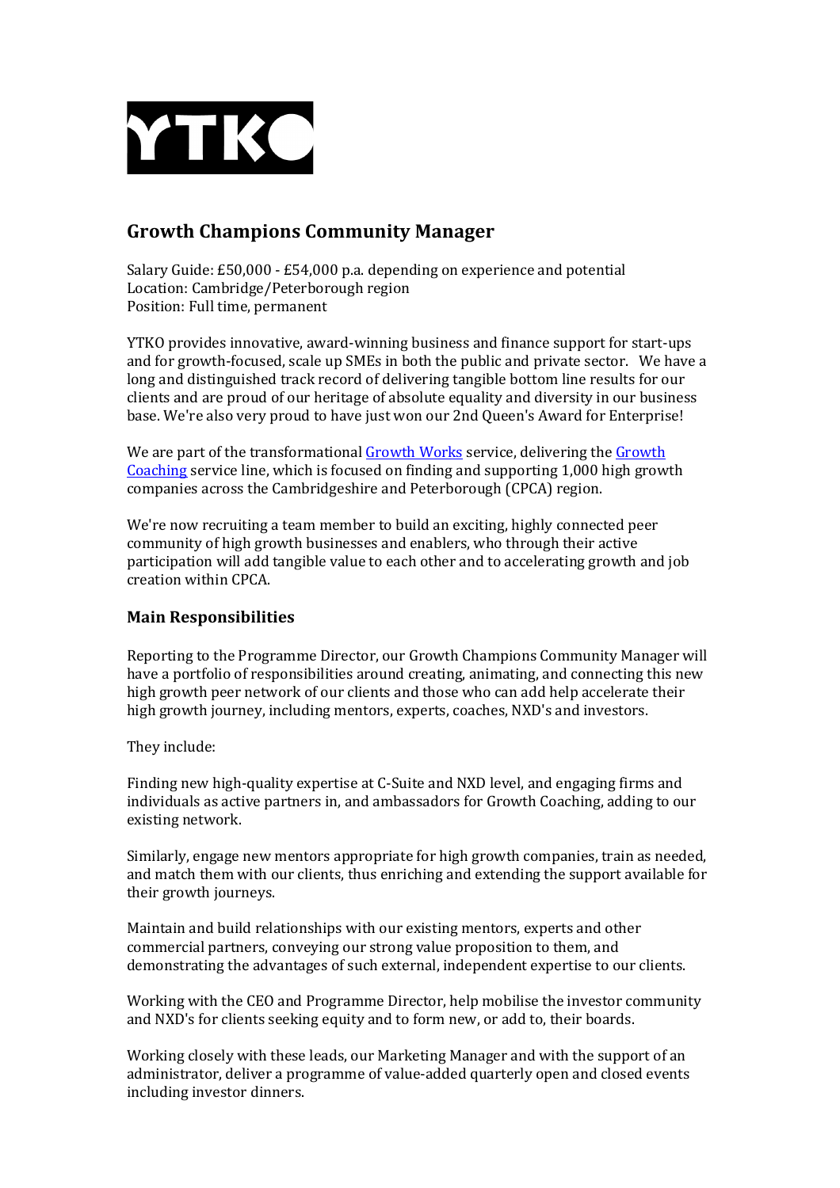YTKO

## Growth Champions Community Manager

Salary Guide: £50,000 - £54,000 p.a. depending on experience and potential
Location: Cambridge/Peterborough region
Position: Full time, permanent

YTKO provides innovative, award-winning business and finance support for start-ups and for growth-focused, scale up SMEs in both the public and private sector. We have a long and distinguished track record of delivering tangible bottom line results for our clients and are proud of our heritage of absolute equality and diversity in our business base. We're also very proud to have just won our 2nd Queen's Award for Enterprise!

We are part of the transformational Growth Works service, delivering the Growth Coaching service line, which is focused on finding and supporting 1,000 high growth companies across the Cambridgeshire and Peterborough (CPCA) region.

We're now recruiting a team member to build an exciting, highly connected peer community of high growth businesses and enablers, who through their active participation will add tangible value to each other and to accelerating growth and job creation within CPCA.

### Main Responsibilities

Reporting to the Programme Director, our Growth Champions Community Manager will have a portfolio of responsibilities around creating, animating, and connecting this new high growth peer network of our clients and those who can add help accelerate their high growth journey, including mentors, experts, coaches, NXD's and investors.

They include:

Finding new high-quality expertise at C-Suite and NXD level, and engaging firms and individuals as active partners in, and ambassadors for Growth Coaching, adding to our existing network.

Similarly, engage new mentors appropriate for high growth companies, train as needed, and match them with our clients, thus enriching and extending the support available for their growth journeys.

Maintain and build relationships with our existing mentors, experts and other commercial partners, conveying our strong value proposition to them, and demonstrating the advantages of such external, independent expertise to our clients.

Working with the CEO and Programme Director, help mobilise the investor community and NXD's for clients seeking equity and to form new, or add to, their boards.

Working closely with these leads, our Marketing Manager and with the support of an administrator, deliver a programme of value-added quarterly open and closed events including investor dinners.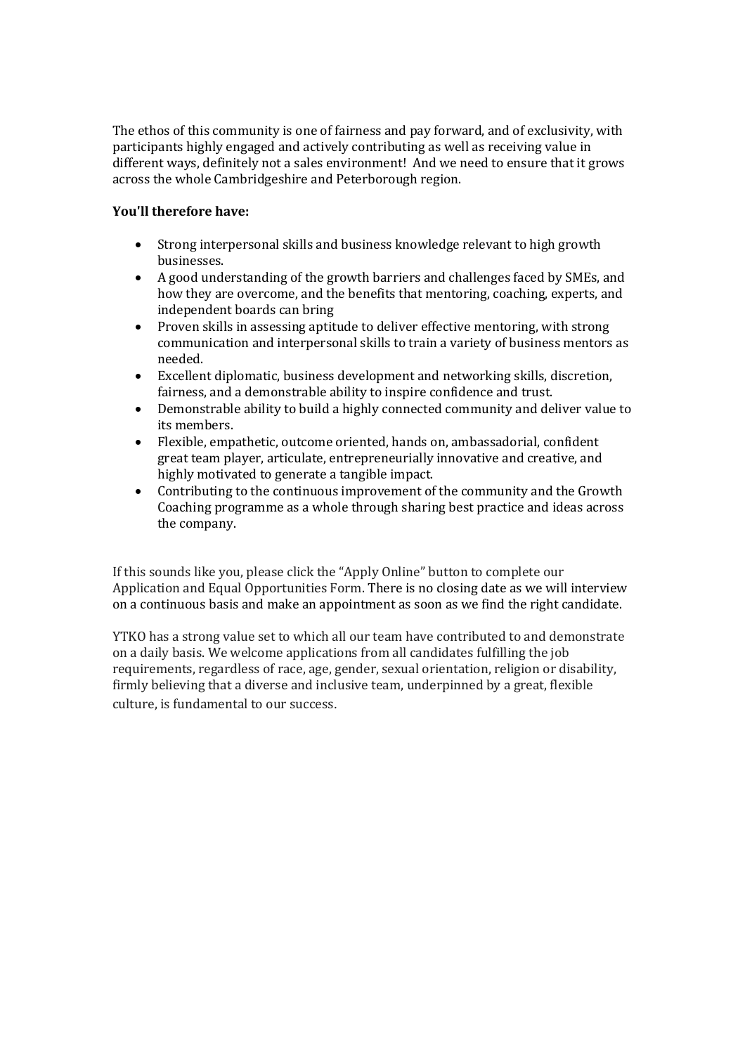The ethos of this community is one of fairness and pay forward, and of exclusivity, with participants highly engaged and actively contributing as well as receiving value in different ways, definitely not a sales environment! And we need to ensure that it grows across the whole Cambridgeshire and Peterborough region.

**You'll therefore have:**

- Strong interpersonal skills and business knowledge relevant to high growth businesses.
- A good understanding of the growth barriers and challenges faced by SMEs, and how they are overcome, and the benefits that mentoring, coaching, experts, and independent boards can bring
- Proven skills in assessing aptitude to deliver effective mentoring, with strong communication and interpersonal skills to train a variety of business mentors as needed.
- Excellent diplomatic, business development and networking skills, discretion, fairness, and a demonstrable ability to inspire confidence and trust.
- Demonstrable ability to build a highly connected community and deliver value to its members.
- Flexible, empathetic, outcome oriented, hands on, ambassadorial, confident great team player, articulate, entrepreneurially innovative and creative, and highly motivated to generate a tangible impact.
- Contributing to the continuous improvement of the community and the Growth Coaching programme as a whole through sharing best practice and ideas across the company.

If this sounds like you, please click the "Apply Online" button to complete our Application and Equal Opportunities Form. There is no closing date as we will interview on a continuous basis and make an appointment as soon as we find the right candidate.

YTKO has a strong value set to which all our team have contributed to and demonstrate on a daily basis. We welcome applications from all candidates fulfilling the job requirements, regardless of race, age, gender, sexual orientation, religion or disability, firmly believing that a diverse and inclusive team, underpinned by a great, flexible culture, is fundamental to our success.